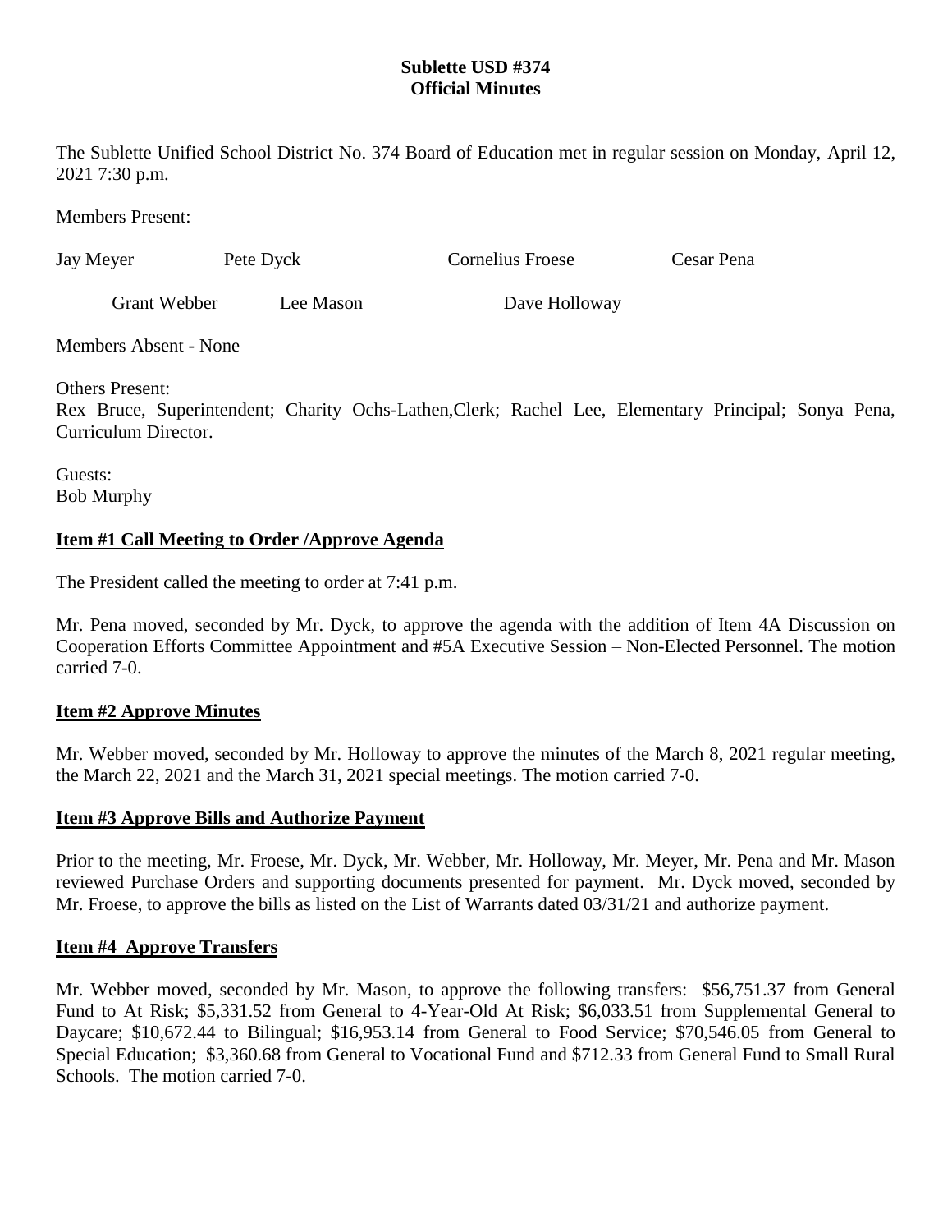# Sublette USD #374
## Official Minutes

The Sublette Unified School District No. 374 Board of Education met in regular session on Monday, April 12, 2021 7:30 p.m.

Members Present:

Jay Meyer Pete Dyck Cornelius Froese Cesar Pena

Grant Webber Lee Mason Dave Holloway

Members Absent - None

Others Present:
Rex Bruce, Superintendent; Charity Ochs-Lathen,Clerk; Rachel Lee, Elementary Principal; Sonya Pena, Curriculum Director.

Guests:
Bob Murphy

**Item #1 Call Meeting to Order /Approve Agenda**

The President called the meeting to order at 7:41 p.m.

Mr. Pena moved, seconded by Mr. Dyck, to approve the agenda with the addition of Item 4A Discussion on Cooperation Efforts Committee Appointment and #5A Executive Session – Non-Elected Personnel. The motion carried 7-0.

**Item #2 Approve Minutes**

Mr. Webber moved, seconded by Mr. Holloway to approve the minutes of the March 8, 2021 regular meeting, the March 22, 2021 and the March 31, 2021 special meetings. The motion carried 7-0.

**Item #3 Approve Bills and Authorize Payment**

Prior to the meeting, Mr. Froese, Mr. Dyck, Mr. Webber, Mr. Holloway, Mr. Meyer, Mr. Pena and Mr. Mason reviewed Purchase Orders and supporting documents presented for payment. Mr. Dyck moved, seconded by Mr. Froese, to approve the bills as listed on the List of Warrants dated 03/31/21 and authorize payment.

**Item #4 Approve Transfers**

Mr. Webber moved, seconded by Mr. Mason, to approve the following transfers: $56,751.37 from General Fund to At Risk; $5,331.52 from General to 4-Year-Old At Risk; $6,033.51 from Supplemental General to Daycare; $10,672.44 to Bilingual; $16,953.14 from General to Food Service; $70,546.05 from General to Special Education; $3,360.68 from General to Vocational Fund and $712.33 from General Fund to Small Rural Schools. The motion carried 7-0.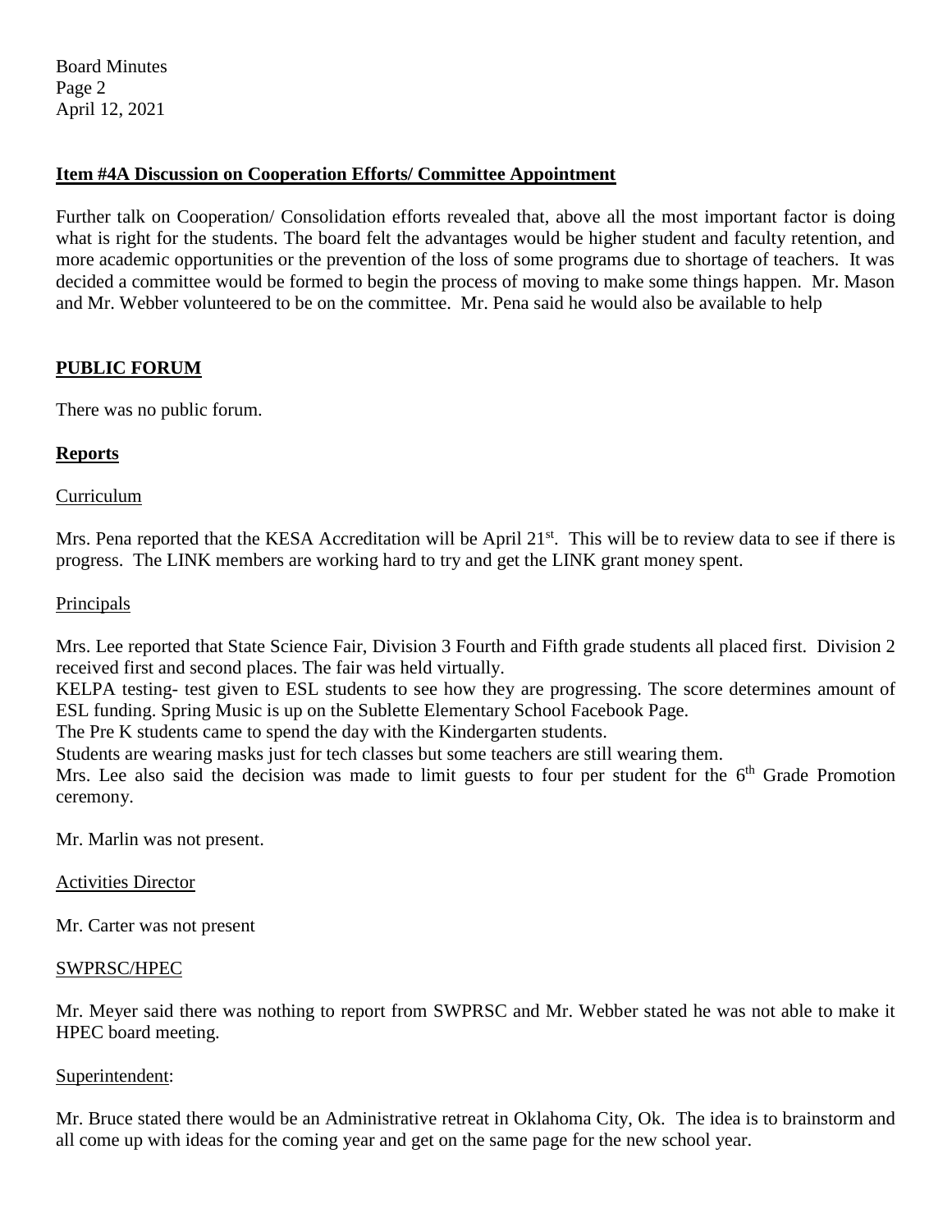**Item #4A Discussion on Cooperation Efforts/ Committee Appointment**

Further talk on Cooperation/ Consolidation efforts revealed that, above all the most important factor is doing what is right for the students. The board felt the advantages would be higher student and faculty retention, and more academic opportunities or the prevention of the loss of some programs due to shortage of teachers. It was decided a committee would be formed to begin the process of moving to make some things happen. Mr. Mason and Mr. Webber volunteered to be on the committee. Mr. Pena said he would also be available to help

**PUBLIC FORUM**

There was no public forum.

**Reports**

Curriculum

Mrs. Pena reported that the KESA Accreditation will be April 21st. This will be to review data to see if there is progress. The LINK members are working hard to try and get the LINK grant money spent.

Principals

Mrs. Lee reported that State Science Fair, Division 3 Fourth and Fifth grade students all placed first. Division 2 received first and second places. The fair was held virtually.

KELPA testing- test given to ESL students to see how they are progressing. The score determines amount of ESL funding. Spring Music is up on the Sublette Elementary School Facebook Page.

The Pre K students came to spend the day with the Kindergarten students.

Students are wearing masks just for tech classes but some teachers are still wearing them.

Mrs. Lee also said the decision was made to limit guests to four per student for the 6th Grade Promotion ceremony.

Mr. Marlin was not present.

Activities Director

Mr. Carter was not present

SWPRSC/HPEC

Mr. Meyer said there was nothing to report from SWPRSC and Mr. Webber stated he was not able to make it HPEC board meeting.

Superintendent:

Mr. Bruce stated there would be an Administrative retreat in Oklahoma City, Ok. The idea is to brainstorm and all come up with ideas for the coming year and get on the same page for the new school year.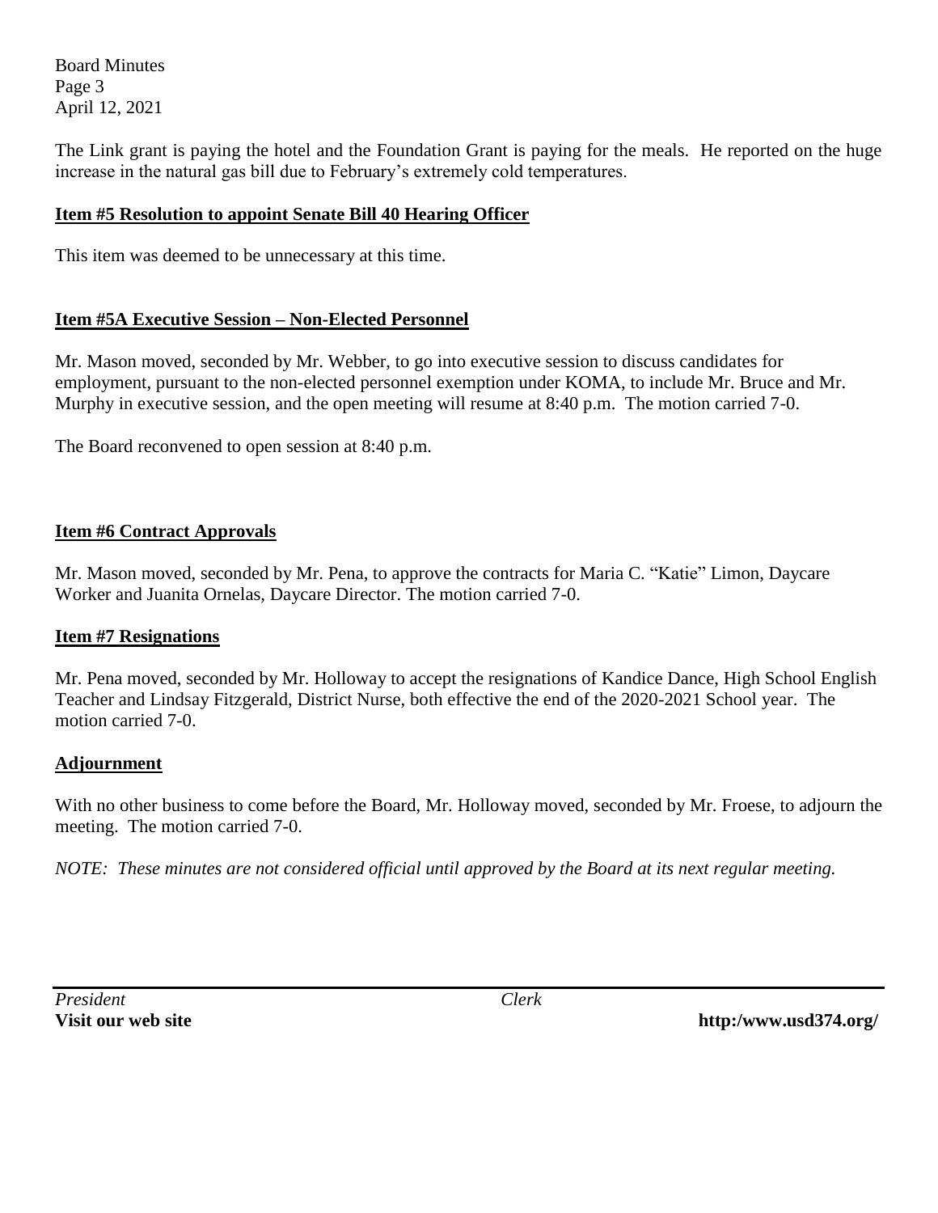The Link grant is paying the hotel and the Foundation Grant is paying for the meals. He reported on the huge increase in the natural gas bill due to February's extremely cold temperatures.

**Item #5 Resolution to appoint Senate Bill 40 Hearing Officer**

This item was deemed to be unnecessary at this time.

**Item #5A Executive Session – Non-Elected Personnel**

Mr. Mason moved, seconded by Mr. Webber, to go into executive session to discuss candidates for employment, pursuant to the non-elected personnel exemption under KOMA, to include Mr. Bruce and Mr. Murphy in executive session, and the open meeting will resume at 8:40 p.m. The motion carried 7-0.

The Board reconvened to open session at 8:40 p.m.

**Item #6 Contract Approvals**

Mr. Mason moved, seconded by Mr. Pena, to approve the contracts for Maria C. "Katie" Limon, Daycare Worker and Juanita Ornelas, Daycare Director. The motion carried 7-0.

**Item #7 Resignations**

Mr. Pena moved, seconded by Mr. Holloway to accept the resignations of Kandice Dance, High School English Teacher and Lindsay Fitzgerald, District Nurse, both effective the end of the 2020-2021 School year. The motion carried 7-0.

**Adjournment**

With no other business to come before the Board, Mr. Holloway moved, seconded by Mr. Froese, to adjourn the meeting. The motion carried 7-0.

*NOTE: These minutes are not considered official until approved by the Board at its next regular meeting.*

*President* *Clerk*

**Visit our web site** **http:/www.usd374.org/**